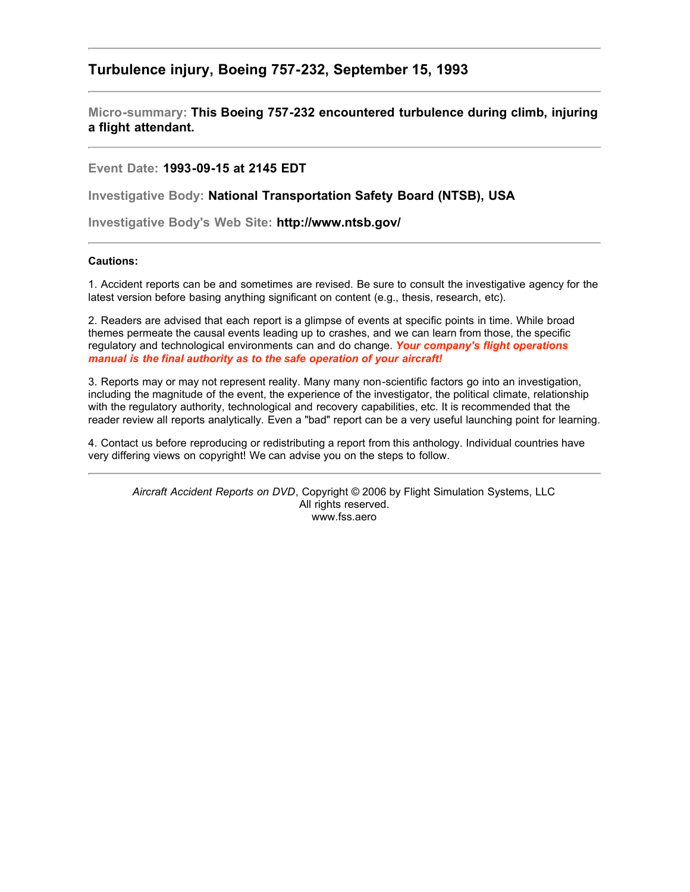## Turbulence injury, Boeing 757-232, September 15, 1993

---

**Micro-summary:** **This Boeing 757-232 encountered turbulence during climb, injuring a flight attendant.**

---

**Event Date:** **1993-09-15 at 2145 EDT**

**Investigative Body:** **National Transportation Safety Board (NTSB), USA**

**Investigative Body's Web Site:** **http://www.ntsb.gov/**

---

**Cautions:**

1. Accident reports can be and sometimes are revised. Be sure to consult the investigative agency for the latest version before basing anything significant on content (e.g., thesis, research, etc).

2. Readers are advised that each report is a glimpse of events at specific points in time. While broad themes permeate the causal events leading up to crashes, and we can learn from those, the specific regulatory and technological environments can and do change. ***Your company's flight operations manual is the final authority as to the safe operation of your aircraft!***

3. Reports may or may not represent reality. Many many non-scientific factors go into an investigation, including the magnitude of the event, the experience of the investigator, the political climate, relationship with the regulatory authority, technological and recovery capabilities, etc. It is recommended that the reader review all reports analytically. Even a "bad" report can be a very useful launching point for learning.

4. Contact us before reproducing or redistributing a report from this anthology. Individual countries have very differing views on copyright! We can advise you on the steps to follow.

---

*Aircraft Accident Reports on DVD*, Copyright © 2006 by Flight Simulation Systems, LLC
All rights reserved.
www.fss.aero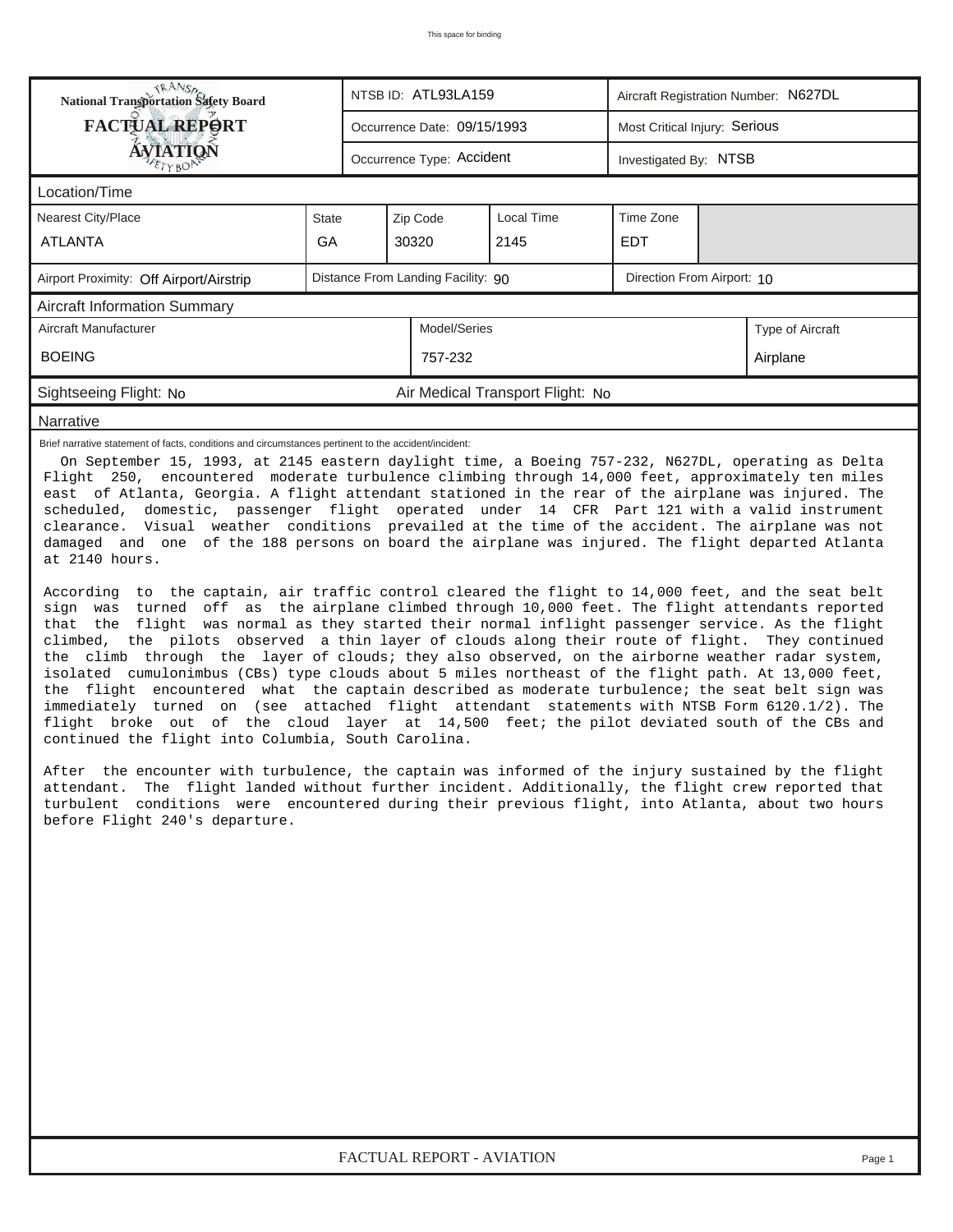This space for binding

| National Transportation Safety Board FACTUAL REPORT AVIATION | NTSB ID: ATL93LA159 | Aircraft Registration Number: N627DL |
|---|---|---|
| | Occurrence Date: 09/15/1993 | Most Critical Injury: Serious |
| | Occurrence Type: Accident | Investigated By: NTSB |

## Location/Time

| Nearest City/Place | State | Zip Code | Local Time | Time Zone |
|---|---|---|---|---|
| ATLANTA | GA | 30320 | 2145 | EDT |

Airport Proximity: Off Airport/Airstrip | Distance From Landing Facility: 90 | Direction From Airport: 10

## Aircraft Information Summary

| Aircraft Manufacturer | Model/Series | Type of Aircraft |
|---|---|---|
| BOEING | 757-232 | Airplane |

Sightseeing Flight: No | Air Medical Transport Flight: No

## Narrative

Brief narrative statement of facts, conditions and circumstances pertinent to the accident/incident:

On September 15, 1993, at 2145 eastern daylight time, a Boeing 757-232, N627DL, operating as Delta Flight 250, encountered moderate turbulence climbing through 14,000 feet, approximately ten miles east of Atlanta, Georgia. A flight attendant stationed in the rear of the airplane was injured. The scheduled, domestic, passenger flight operated under 14 CFR Part 121 with a valid instrument clearance. Visual weather conditions prevailed at the time of the accident. The airplane was not damaged and one of the 188 persons on board the airplane was injured. The flight departed Atlanta at 2140 hours.

According to the captain, air traffic control cleared the flight to 14,000 feet, and the seat belt sign was turned off as the airplane climbed through 10,000 feet. The flight attendants reported that the flight was normal as they started their normal inflight passenger service. As the flight climbed, the pilots observed a thin layer of clouds along their route of flight. They continued the climb through the layer of clouds; they also observed, on the airborne weather radar system, isolated cumulonimbus (CBs) type clouds about 5 miles northeast of the flight path. At 13,000 feet, the flight encountered what the captain described as moderate turbulence; the seat belt sign was immediately turned on (see attached flight attendant statements with NTSB Form 6120.1/2). The flight broke out of the cloud layer at 14,500 feet; the pilot deviated south of the CBs and continued the flight into Columbia, South Carolina.

After the encounter with turbulence, the captain was informed of the injury sustained by the flight attendant. The flight landed without further incident. Additionally, the flight crew reported that turbulent conditions were encountered during their previous flight, into Atlanta, about two hours before Flight 240's departure.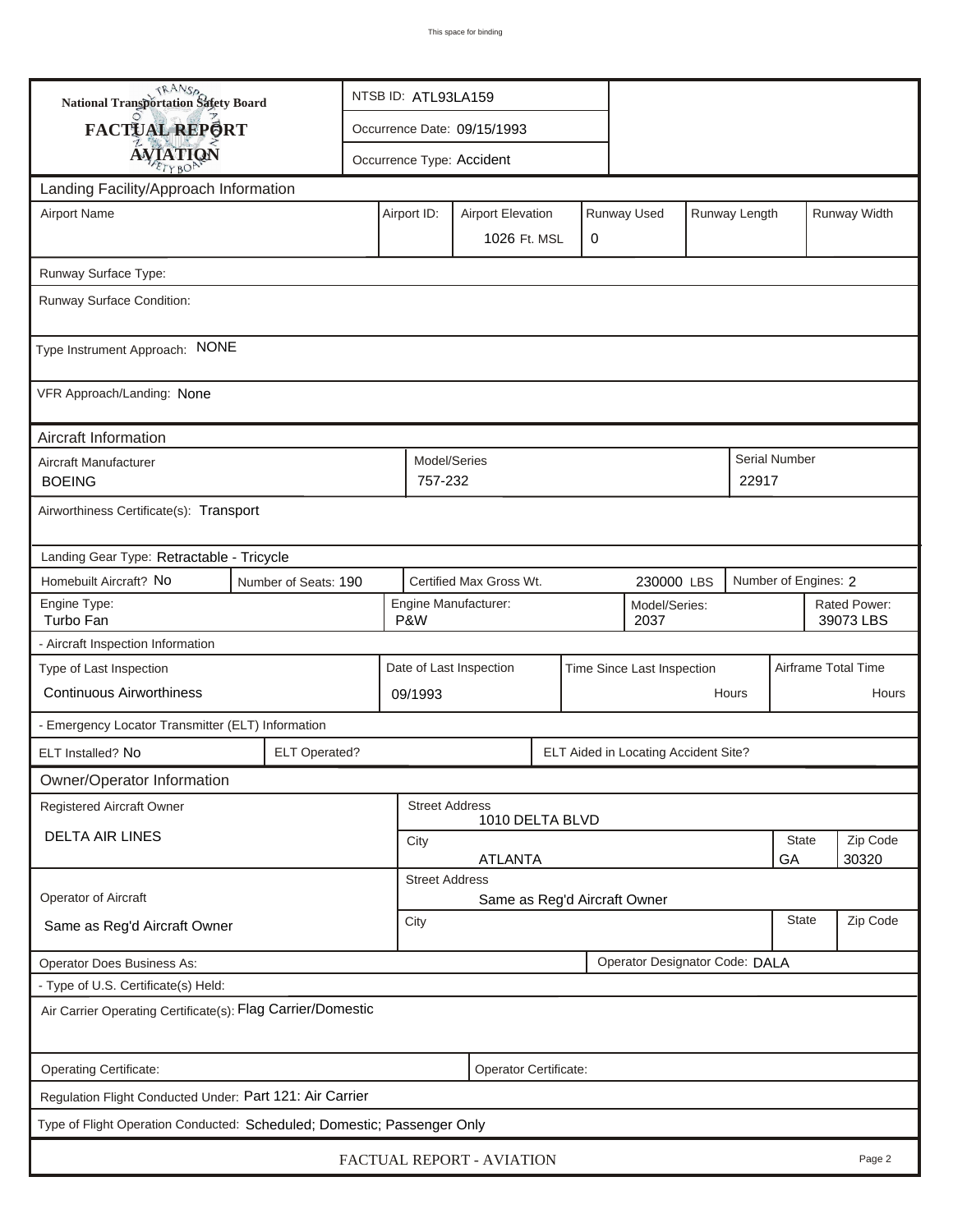"This space for binding" omitted? It's a header-like element; omit.

**National Transportation Safety Board**
**FACTUAL REPORT**
**AVIATION**

| NTSB ID: ATL93LA159 |
|---|
| Occurrence Date: 09/15/1993 |
| Occurrence Type: Accident |

## Landing Facility/Approach Information

| Airport Name | Airport ID: | Airport Elevation | Runway Used | Runway Length | Runway Width |
|---|---|---|---|---|---|
| | | 1026 Ft. MSL | 0 | | |

Runway Surface Type:

Runway Surface Condition:

Type Instrument Approach: NONE

VFR Approach/Landing: None

## Aircraft Information

| Aircraft Manufacturer | Model/Series | Serial Number |
|---|---|---|
| BOEING | 757-232 | 22917 |

Airworthiness Certificate(s): Transport

Landing Gear Type: Retractable - Tricycle

| Homebuilt Aircraft? | Number of Seats: | Certified Max Gross Wt. | Number of Engines: |
|---|---|---|---|
| No | 190 | 230000 LBS | 2 |

| Engine Type: | Engine Manufacturer: | Model/Series: | Rated Power: |
|---|---|---|---|
| Turbo Fan | P&W | 2037 | 39073 LBS |

- Aircraft Inspection Information

| Type of Last Inspection | Date of Last Inspection | Time Since Last Inspection | Airframe Total Time |
|---|---|---|---|
| Continuous Airworthiness | 09/1993 | Hours | Hours |

- Emergency Locator Transmitter (ELT) Information

| ELT Installed? | ELT Operated? | ELT Aided in Locating Accident Site? |
|---|---|---|
| No | | |

## Owner/Operator Information

| Registered Aircraft Owner | Street Address | City | State | Zip Code |
|---|---|---|---|---|
| DELTA AIR LINES | 1010 DELTA BLVD | ATLANTA | GA | 30320 |

| Operator of Aircraft | Street Address | City | State | Zip Code |
|---|---|---|---|---|
| Same as Reg'd Aircraft Owner | Same as Reg'd Aircraft Owner | | | |

Operator Does Business As:

Operator Designator Code: DALA

- Type of U.S. Certificate(s) Held:

Air Carrier Operating Certificate(s): Flag Carrier/Domestic

Operating Certificate:

Operator Certificate:

Regulation Flight Conducted Under: Part 121: Air Carrier

Type of Flight Operation Conducted: Scheduled; Domestic; Passenger Only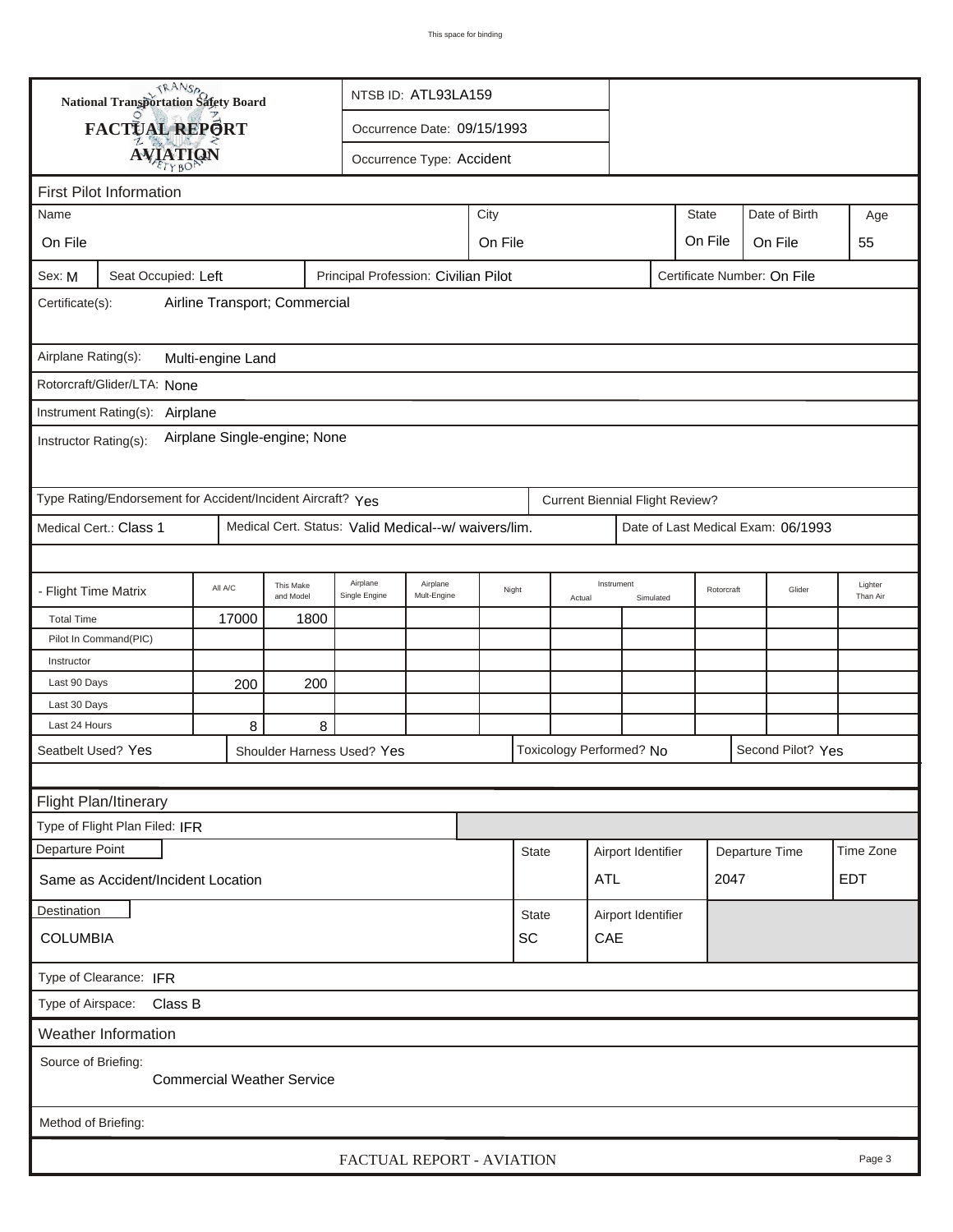National Transportation Safety Board

**FACTUAL REPORT**

**AVIATION**

NTSB ID: ATL93LA159

Occurrence Date: 09/15/1993

Occurrence Type: Accident

## First Pilot Information

| Name | City | State | Date of Birth | Age |
|---|---|---|---|---|
| On File | On File | On File | On File | 55 |

Sex: M | Seat Occupied: Left | Principal Profession: Civilian Pilot | Certificate Number: On File

Certificate(s): Airline Transport; Commercial

Airplane Rating(s): Multi-engine Land

Rotorcraft/Glider/LTA: None

Instrument Rating(s): Airplane

Instructor Rating(s): Airplane Single-engine; None

Type Rating/Endorsement for Accident/Incident Aircraft? Yes

Current Biennial Flight Review?

Medical Cert.: Class 1 | Medical Cert. Status: Valid Medical--w/ waivers/lim. | Date of Last Medical Exam: 06/1993

| - Flight Time Matrix | All A/C | This Make and Model | Airplane Single Engine | Airplane Mult-Engine | Night | Instrument Actual | Instrument Simulated | Rotorcraft | Glider | Lighter Than Air |
|---|---|---|---|---|---|---|---|---|---|---|
| Total Time | 17000 | 1800 | | | | | | | | |
| Pilot In Command(PIC) | | | | | | | | | | |
| Instructor | | | | | | | | | | |
| Last 90 Days | 200 | 200 | | | | | | | | |
| Last 30 Days | | | | | | | | | | |
| Last 24 Hours | 8 | 8 | | | | | | | | |

Seatbelt Used? Yes | Shoulder Harness Used? Yes | Toxicology Performed? No | Second Pilot? Yes

## Flight Plan/Itinerary

Type of Flight Plan Filed: IFR

| Departure Point | State | Airport Identifier | Departure Time | Time Zone |
|---|---|---|---|---|
| Same as Accident/Incident Location | | ATL | 2047 | EDT |

| Destination | State | Airport Identifier |
|---|---|---|
| COLUMBIA | SC | CAE |

Type of Clearance: IFR

Type of Airspace: Class B

## Weather Information

Source of Briefing:

Commercial Weather Service

Method of Briefing: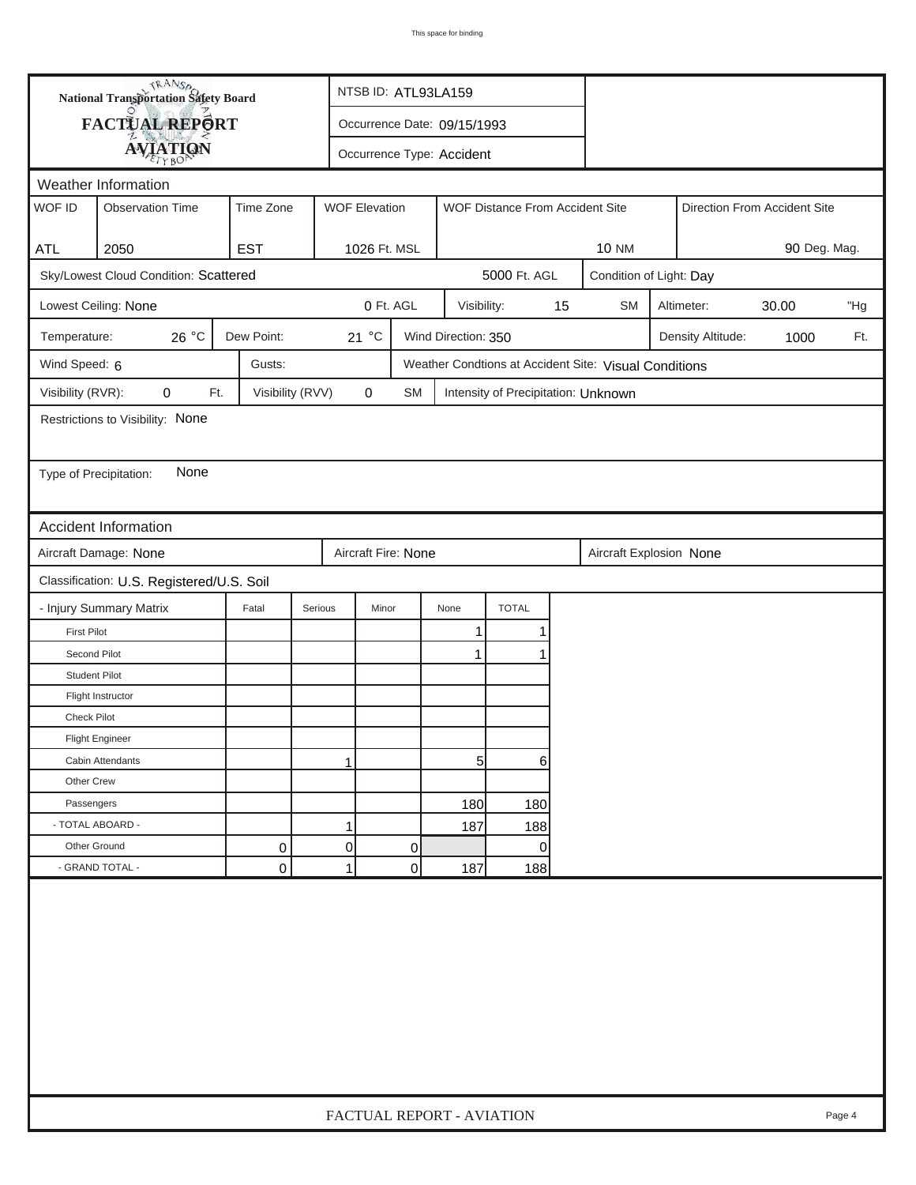This space for binding

**National Transportation Safety Board**

**FACTUAL REPORT**

**AVIATION**

NTSB ID: ATL93LA159

Occurrence Date: 09/15/1993

Occurrence Type: Accident

## Weather Information

| WOF ID | Observation Time | Time Zone | WOF Elevation | WOF Distance From Accident Site | Direction From Accident Site |
|---|---|---|---|---|---|
| ATL | 2050 | EST | 1026 Ft. MSL | 10 NM | 90 Deg. Mag. |

Sky/Lowest Cloud Condition: Scattered — 5000 Ft. AGL

Condition of Light: Day

Lowest Ceiling: None — 0 Ft. AGL

Visibility: 15 SM

Altimeter: 30.00 "Hg

Temperature: 26 °C

Dew Point: 21 °C

Wind Direction: 350

Density Altitude: 1000 Ft.

Wind Speed: 6

Gusts:

Weather Condtions at Accident Site: Visual Conditions

Visibility (RVR): 0 Ft.

Visibility (RVV) 0 SM

Intensity of Precipitation: Unknown

Restrictions to Visibility: None

Type of Precipitation: None

## Accident Information

Aircraft Damage: None

Aircraft Fire: None

Aircraft Explosion None

Classification: U.S. Registered/U.S. Soil

| - Injury Summary Matrix | Fatal | Serious | Minor | None | TOTAL |
|---|---|---|---|---|---|
| First Pilot | | | | 1 | 1 |
| Second Pilot | | | | 1 | 1 |
| Student Pilot | | | | | |
| Flight Instructor | | | | | |
| Check Pilot | | | | | |
| Flight Engineer | | | | | |
| Cabin Attendants | | 1 | | 5 | 6 |
| Other Crew | | | | | |
| Passengers | | | | 180 | 180 |
| - TOTAL ABOARD - | | 1 | | 187 | 188 |
| Other Ground | 0 | 0 | 0 | | 0 |
| - GRAND TOTAL - | 0 | 1 | 0 | 187 | 188 |

FACTUAL REPORT - AVIATION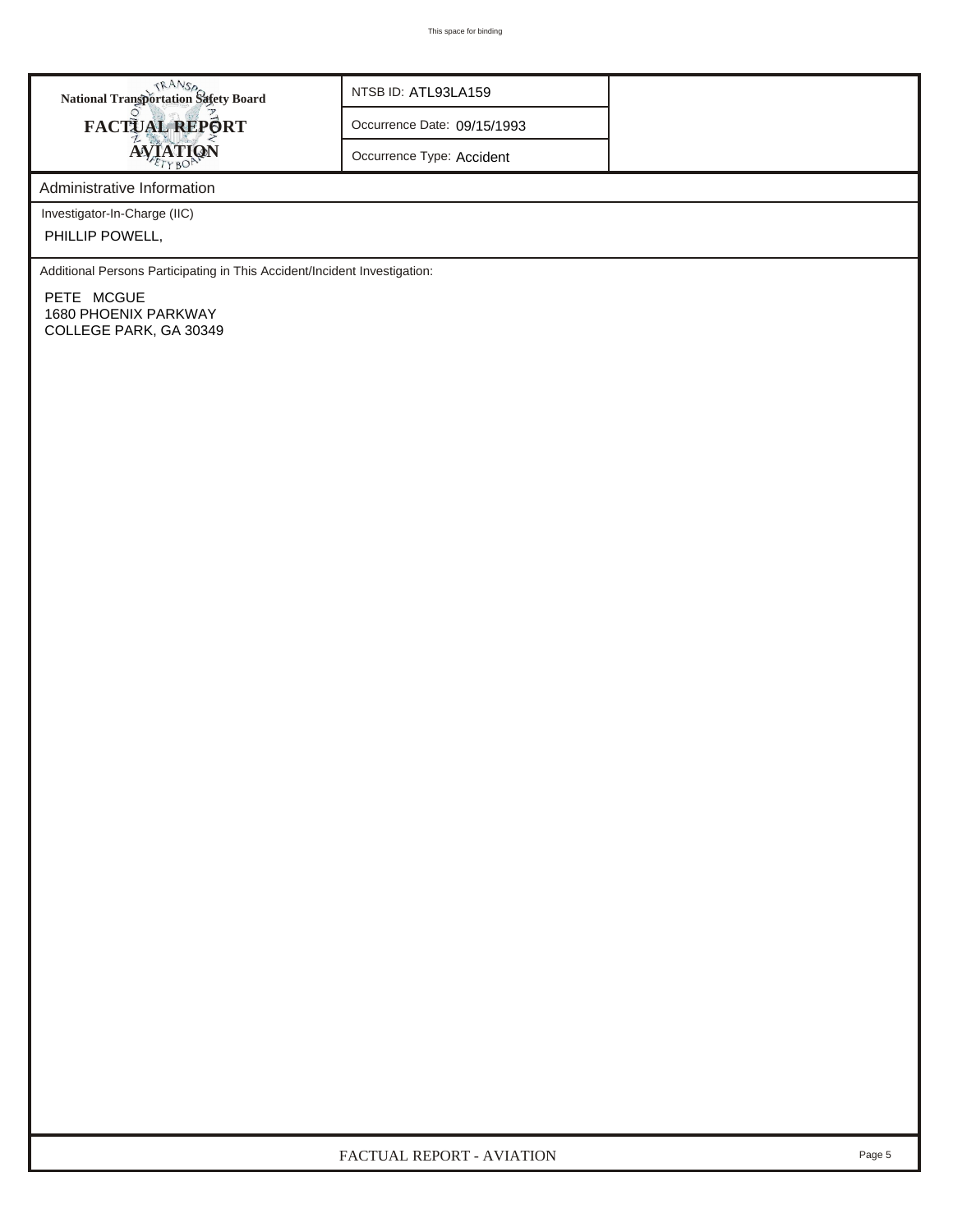National Transportation Safety Board

**FACTUAL REPORT**

**AVIATION**

| | |
|---|---|
| NTSB ID: ATL93LA159 | |
| Occurrence Date: 09/15/1993 | |
| Occurrence Type: Accident | |

## Administrative Information

Investigator-In-Charge (IIC)

PHILLIP POWELL,

Additional Persons Participating in This Accident/Incident Investigation:

PETE MCGUE
1680 PHOENIX PARKWAY
COLLEGE PARK, GA 30349